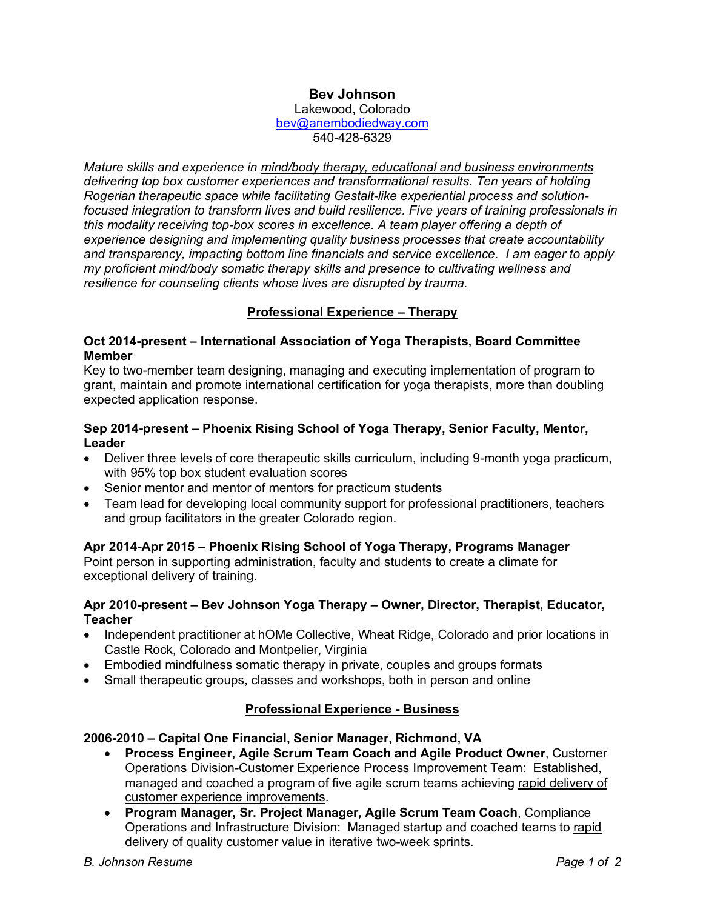# Bev Johnson

Lakewood, Colorado
bev@anembodiedway.com
540-428-6329

*Mature skills and experience in <u>mind/body therapy, educational and business environments</u> delivering top box customer experiences and transformational results. Ten years of holding Rogerian therapeutic space while facilitating Gestalt-like experiential process and solution-focused integration to transform lives and build resilience. Five years of training professionals in this modality receiving top-box scores in excellence. A team player offering a depth of experience designing and implementing quality business processes that create accountability and transparency, impacting bottom line financials and service excellence. I am eager to apply my proficient mind/body somatic therapy skills and presence to cultivating wellness and resilience for counseling clients whose lives are disrupted by trauma.*

## Professional Experience – Therapy

**Oct 2014-present – International Association of Yoga Therapists, Board Committee Member**

Key to two-member team designing, managing and executing implementation of program to grant, maintain and promote international certification for yoga therapists, more than doubling expected application response.

**Sep 2014-present – Phoenix Rising School of Yoga Therapy, Senior Faculty, Mentor, Leader**

- Deliver three levels of core therapeutic skills curriculum, including 9-month yoga practicum, with 95% top box student evaluation scores
- Senior mentor and mentor of mentors for practicum students
- Team lead for developing local community support for professional practitioners, teachers and group facilitators in the greater Colorado region.

**Apr 2014-Apr 2015 – Phoenix Rising School of Yoga Therapy, Programs Manager**

Point person in supporting administration, faculty and students to create a climate for exceptional delivery of training.

**Apr 2010-present – Bev Johnson Yoga Therapy – Owner, Director, Therapist, Educator, Teacher**

- Independent practitioner at hOMe Collective, Wheat Ridge, Colorado and prior locations in Castle Rock, Colorado and Montpelier, Virginia
- Embodied mindfulness somatic therapy in private, couples and groups formats
- Small therapeutic groups, classes and workshops, both in person and online

## Professional Experience - Business

**2006-2010 – Capital One Financial, Senior Manager, Richmond, VA**

- **Process Engineer, Agile Scrum Team Coach and Agile Product Owner**, Customer Operations Division-Customer Experience Process Improvement Team: Established, managed and coached a program of five agile scrum teams achieving <u>rapid delivery of customer experience improvements</u>.
- **Program Manager, Sr. Project Manager, Agile Scrum Team Coach**, Compliance Operations and Infrastructure Division: Managed startup and coached teams to <u>rapid delivery of quality customer value</u> in iterative two-week sprints.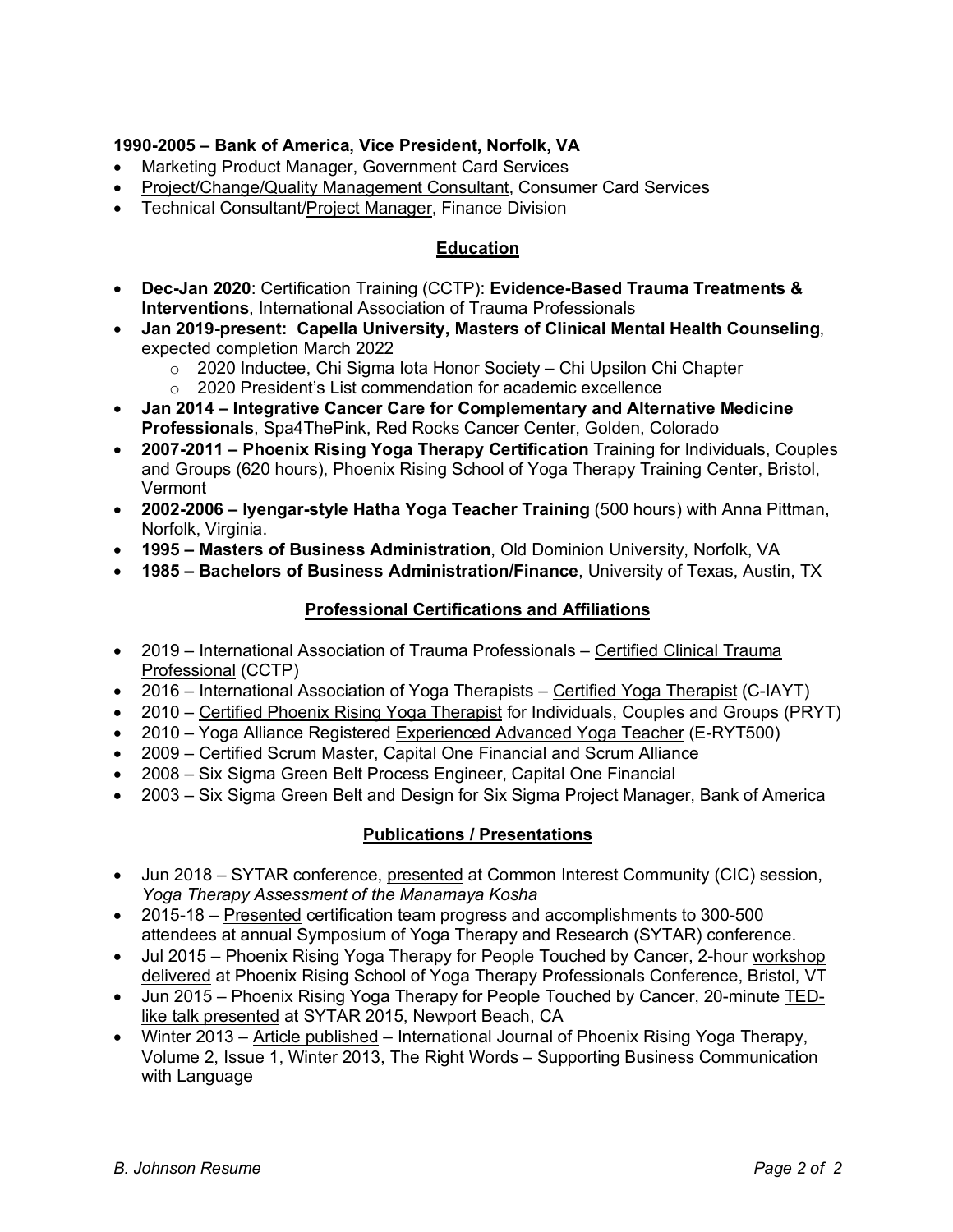**1990-2005 – Bank of America, Vice President, Norfolk, VA**

- Marketing Product Manager, Government Card Services
- Project/Change/Quality Management Consultant, Consumer Card Services
- Technical Consultant/Project Manager, Finance Division

## Education

- **Dec-Jan 2020**: Certification Training (CCTP): **Evidence-Based Trauma Treatments & Interventions**, International Association of Trauma Professionals
- **Jan 2019-present: Capella University, Masters of Clinical Mental Health Counseling**, expected completion March 2022
    - 2020 Inductee, Chi Sigma Iota Honor Society – Chi Upsilon Chi Chapter
    - 2020 President's List commendation for academic excellence
- **Jan 2014 – Integrative Cancer Care for Complementary and Alternative Medicine Professionals**, Spa4ThePink, Red Rocks Cancer Center, Golden, Colorado
- **2007-2011 – Phoenix Rising Yoga Therapy Certification** Training for Individuals, Couples and Groups (620 hours), Phoenix Rising School of Yoga Therapy Training Center, Bristol, Vermont
- **2002-2006 – Iyengar-style Hatha Yoga Teacher Training** (500 hours) with Anna Pittman, Norfolk, Virginia.
- **1995 – Masters of Business Administration**, Old Dominion University, Norfolk, VA
- **1985 – Bachelors of Business Administration/Finance**, University of Texas, Austin, TX

## Professional Certifications and Affiliations

- 2019 – International Association of Trauma Professionals – Certified Clinical Trauma Professional (CCTP)
- 2016 – International Association of Yoga Therapists – Certified Yoga Therapist (C-IAYT)
- 2010 – Certified Phoenix Rising Yoga Therapist for Individuals, Couples and Groups (PRYT)
- 2010 – Yoga Alliance Registered Experienced Advanced Yoga Teacher (E-RYT500)
- 2009 – Certified Scrum Master, Capital One Financial and Scrum Alliance
- 2008 – Six Sigma Green Belt Process Engineer, Capital One Financial
- 2003 – Six Sigma Green Belt and Design for Six Sigma Project Manager, Bank of America

## Publications / Presentations

- Jun 2018 – SYTAR conference, presented at Common Interest Community (CIC) session, *Yoga Therapy Assessment of the Manamaya Kosha*
- 2015-18 – Presented certification team progress and accomplishments to 300-500 attendees at annual Symposium of Yoga Therapy and Research (SYTAR) conference.
- Jul 2015 – Phoenix Rising Yoga Therapy for People Touched by Cancer, 2-hour workshop delivered at Phoenix Rising School of Yoga Therapy Professionals Conference, Bristol, VT
- Jun 2015 – Phoenix Rising Yoga Therapy for People Touched by Cancer, 20-minute TED-like talk presented at SYTAR 2015, Newport Beach, CA
- Winter 2013 – Article published – International Journal of Phoenix Rising Yoga Therapy, Volume 2, Issue 1, Winter 2013, The Right Words – Supporting Business Communication with Language